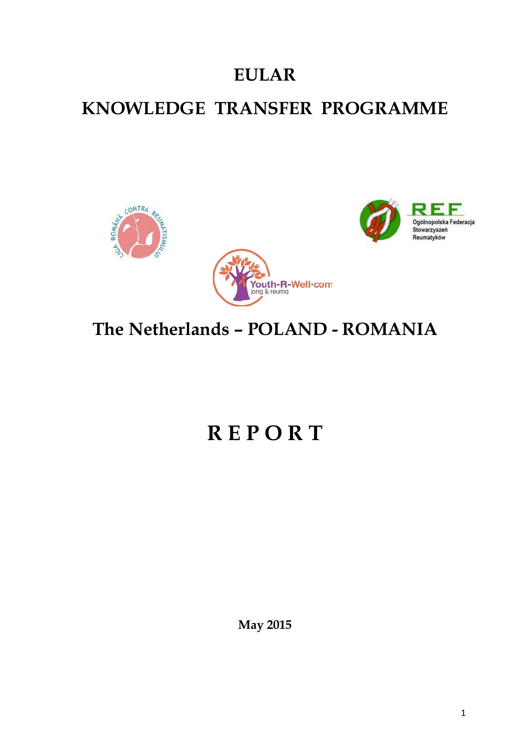# EULAR

# KNOWLEDGE TRANSFER PROGRAMME

## The Netherlands – POLAND - ROMANIA

# R E P O R T

**May 2015**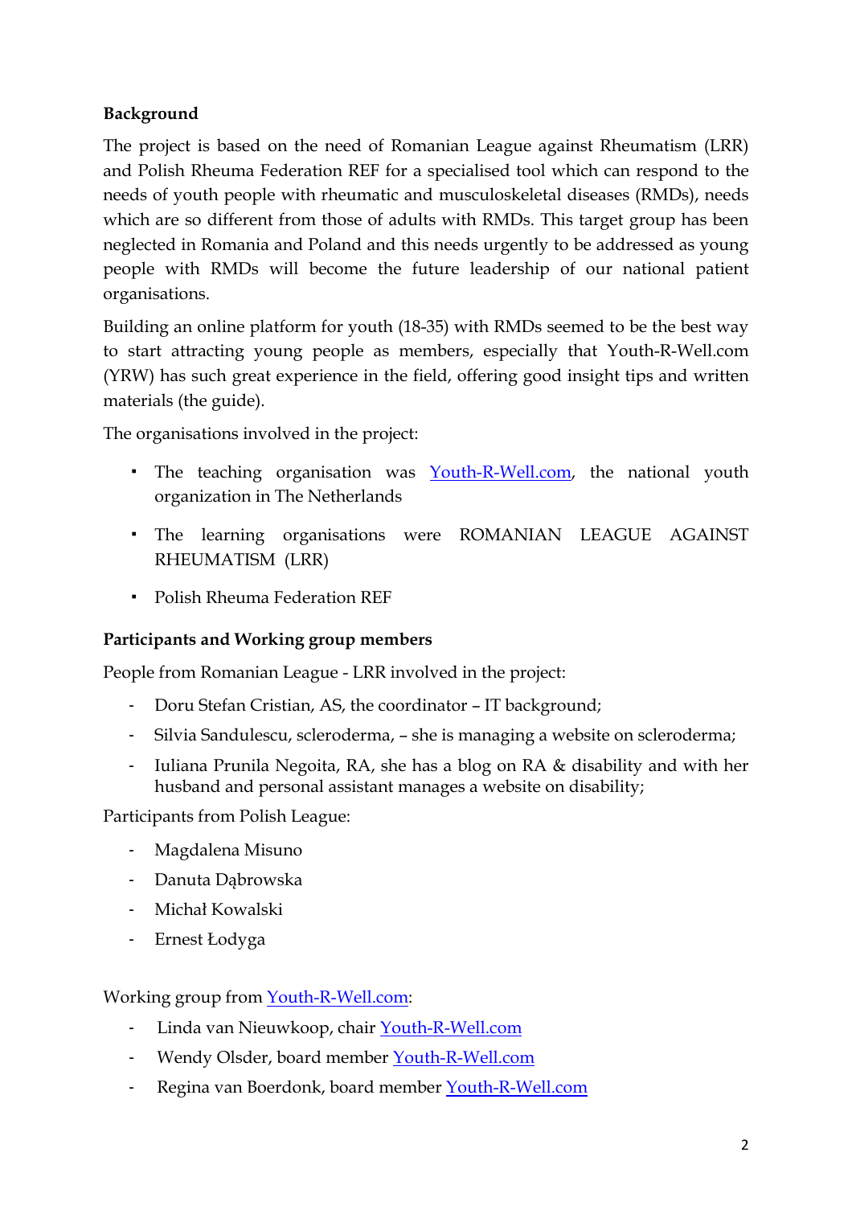**Background**

The project is based on the need of Romanian League against Rheumatism (LRR) and Polish Rheuma Federation REF for a specialised tool which can respond to the needs of youth people with rheumatic and musculoskeletal diseases (RMDs), needs which are so different from those of adults with RMDs. This target group has been neglected in Romania and Poland and this needs urgently to be addressed as young people with RMDs will become the future leadership of our national patient organisations.

Building an online platform for youth (18-35) with RMDs seemed to be the best way to start attracting young people as members, especially that Youth-R-Well.com (YRW) has such great experience in the field, offering good insight tips and written materials (the guide).

The organisations involved in the project:

- The teaching organisation was Youth-R-Well.com, the national youth organization in The Netherlands
- The learning organisations were ROMANIAN LEAGUE AGAINST RHEUMATISM (LRR)
- Polish Rheuma Federation REF

**Participants and Working group members**

People from Romanian League - LRR involved in the project:

- Doru Stefan Cristian, AS, the coordinator – IT background;
- Silvia Sandulescu, scleroderma, – she is managing a website on scleroderma;
- Iuliana Prunila Negoita, RA, she has a blog on RA & disability and with her husband and personal assistant manages a website on disability;

Participants from Polish League:

- Magdalena Misuno
- Danuta Dąbrowska
- Michał Kowalski
- Ernest Łodyga

Working group from Youth-R-Well.com:

- Linda van Nieuwkoop, chair Youth-R-Well.com
- Wendy Olsder, board member Youth-R-Well.com
- Regina van Boerdonk, board member Youth-R-Well.com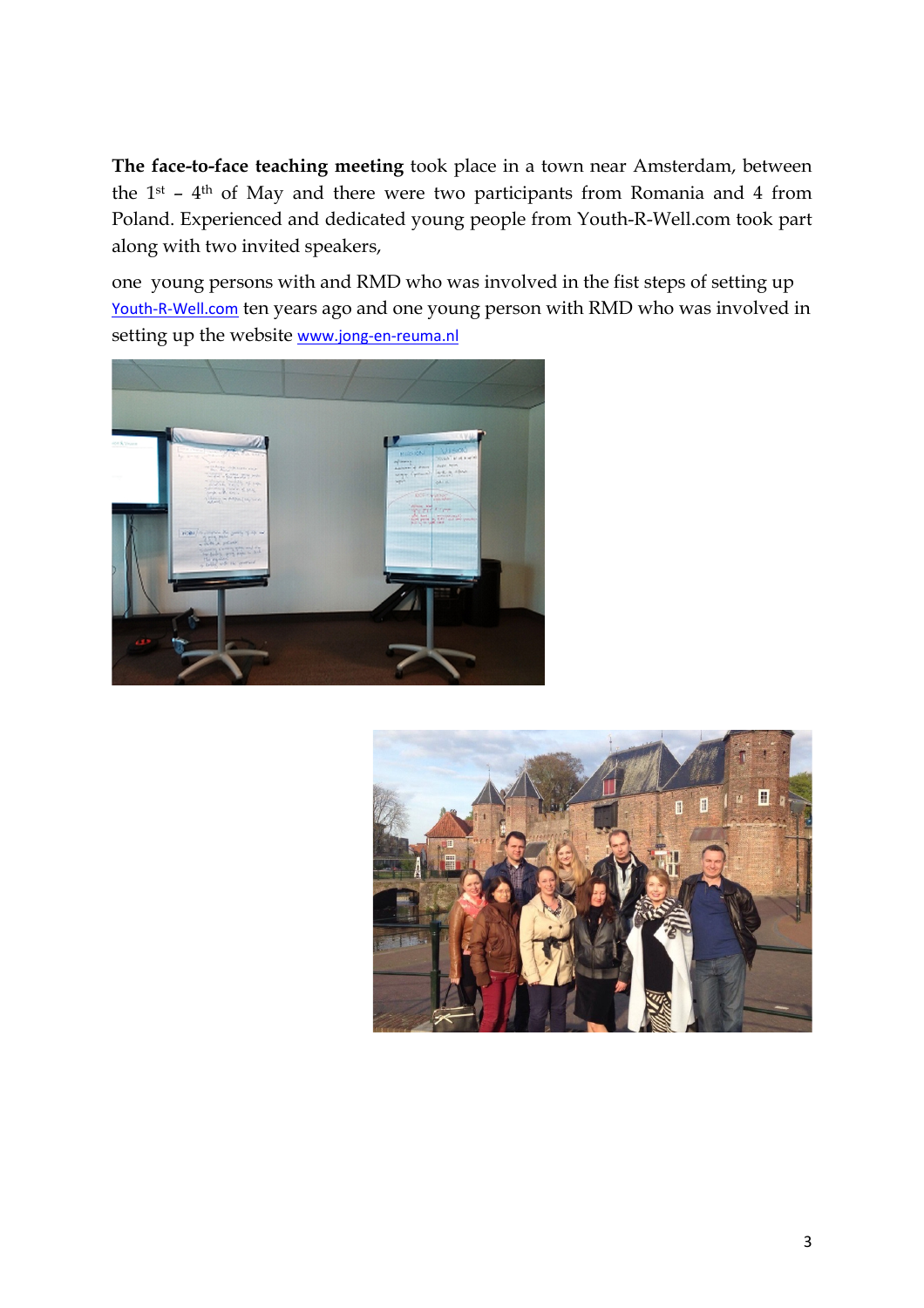**The face-to-face teaching meeting** took place in a town near Amsterdam, between the 1st – 4th of May and there were two participants from Romania and 4 from Poland. Experienced and dedicated young people from Youth-R-Well.com took part along with two invited speakers,

one young persons with and RMD who was involved in the fist steps of setting up Youth-R-Well.com ten years ago and one young person with RMD who was involved in setting up the website www.jong-en-reuma.nl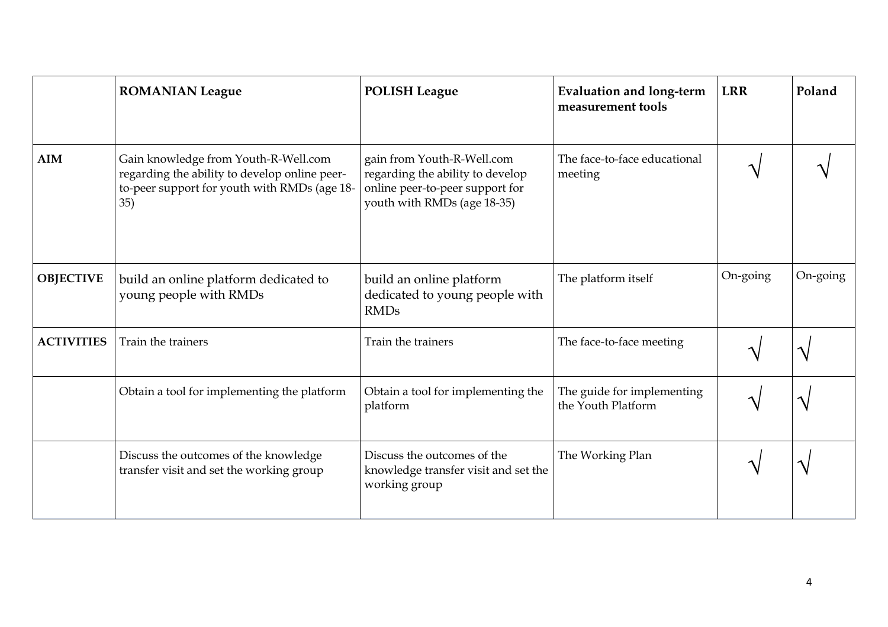| | ROMANIAN League | POLISH League | Evaluation and long-term measurement tools | LRR | Poland |
|---|---|---|---|---|---|
| **AIM** | Gain knowledge from Youth-R-Well.com regarding the ability to develop online peer-to-peer support for youth with RMDs (age 18-35) | gain from Youth-R-Well.com regarding the ability to develop online peer-to-peer support for youth with RMDs (age 18-35) | The face-to-face educational meeting | √ | √ |
| **OBJECTIVE** | build an online platform dedicated to young people with RMDs | build an online platform dedicated to young people with RMDs | The platform itself | On-going | On-going |
| **ACTIVITIES** | Train the trainers | Train the trainers | The face-to-face meeting | √ | √ |
| | Obtain a tool for implementing the platform | Obtain a tool for implementing the platform | The guide for implementing the Youth Platform | √ | √ |
| | Discuss the outcomes of the knowledge transfer visit and set the working group | Discuss the outcomes of the knowledge transfer visit and set the working group | The Working Plan | √ | √ |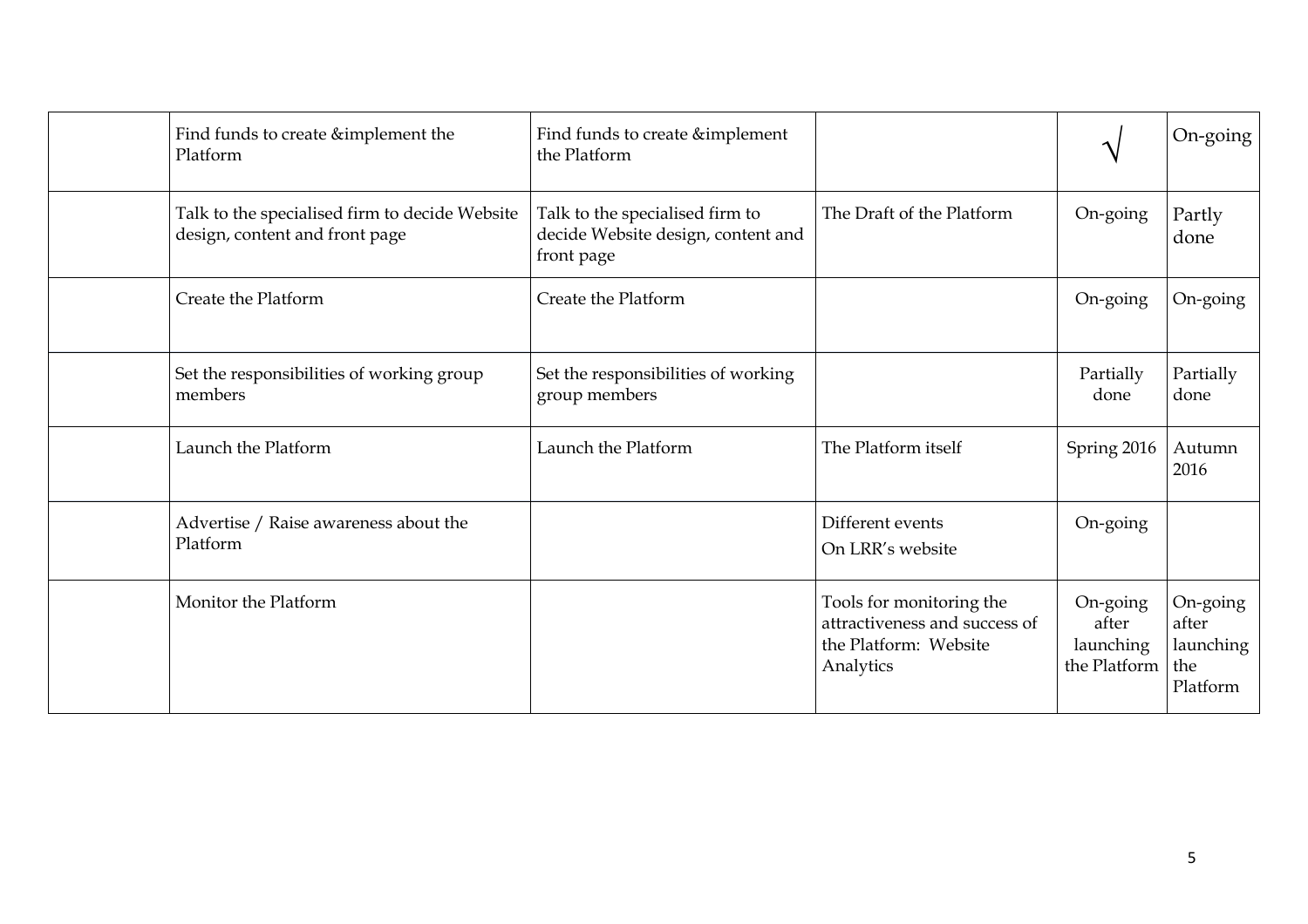| | | | | | |
|---|---|---|---|---|---|
| | Find funds to create &implement the Platform | Find funds to create &implement the Platform | | √ | On-going |
| | Talk to the specialised firm to decide Website design, content and front page | Talk to the specialised firm to decide Website design, content and front page | The Draft of the Platform | On-going | Partly done |
| | Create the Platform | Create the Platform | | On-going | On-going |
| | Set the responsibilities of working group members | Set the responsibilities of working group members | | Partially done | Partially done |
| | Launch the Platform | Launch the Platform | The Platform itself | Spring 2016 | Autumn 2016 |
| | Advertise / Raise awareness about the Platform | | Different events<br>On LRR's website | On-going | |
| | Monitor the Platform | | Tools for monitoring the attractiveness and success of the Platform: Website Analytics | On-going after launching the Platform | On-going after launching the Platform |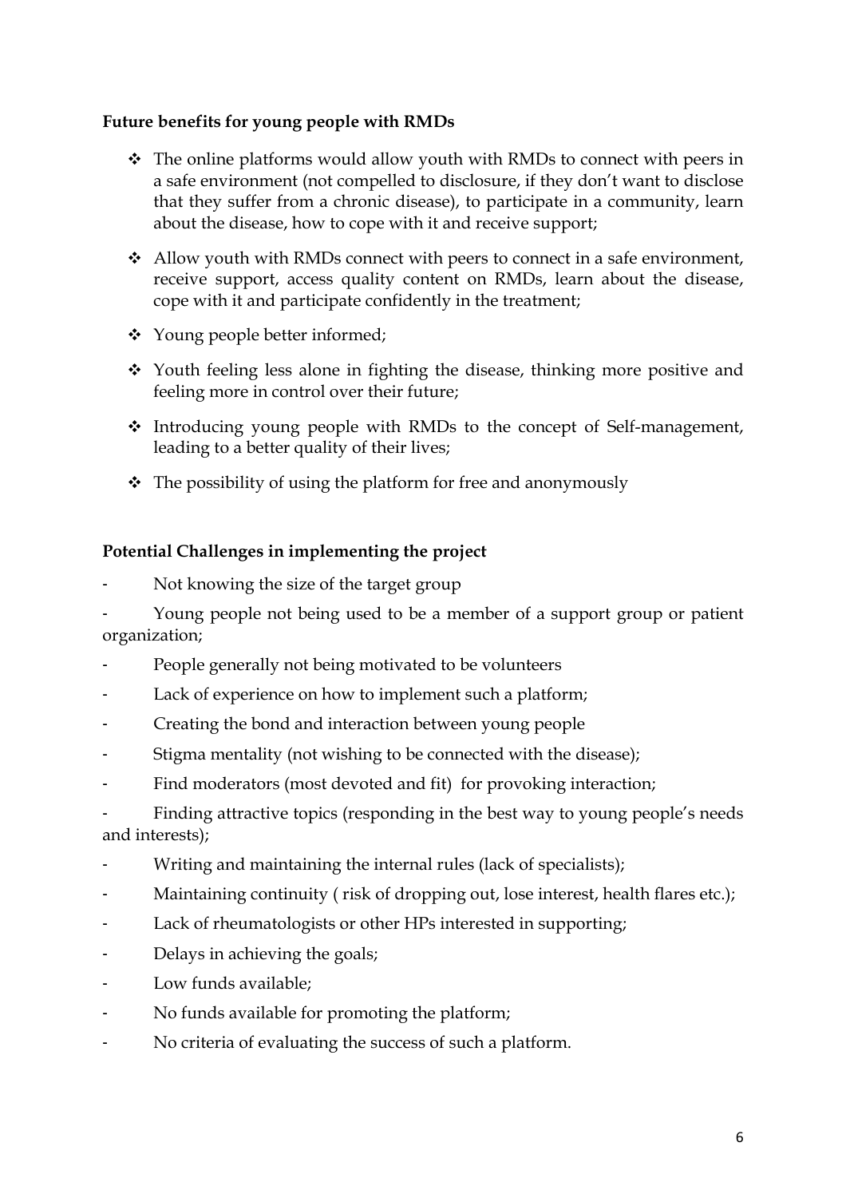**Future benefits for young people with RMDs**

- The online platforms would allow youth with RMDs to connect with peers in a safe environment (not compelled to disclosure, if they don't want to disclose that they suffer from a chronic disease), to participate in a community, learn about the disease, how to cope with it and receive support;
- Allow youth with RMDs connect with peers to connect in a safe environment, receive support, access quality content on RMDs, learn about the disease, cope with it and participate confidently in the treatment;
- Young people better informed;
- Youth feeling less alone in fighting the disease, thinking more positive and feeling more in control over their future;
- Introducing young people with RMDs to the concept of Self-management, leading to a better quality of their lives;
- The possibility of using the platform for free and anonymously

**Potential Challenges in implementing the project**

- Not knowing the size of the target group
- Young people not being used to be a member of a support group or patient organization;
- People generally not being motivated to be volunteers
- Lack of experience on how to implement such a platform;
- Creating the bond and interaction between young people
- Stigma mentality (not wishing to be connected with the disease);
- Find moderators (most devoted and fit) for provoking interaction;
- Finding attractive topics (responding in the best way to young people's needs and interests);
- Writing and maintaining the internal rules (lack of specialists);
- Maintaining continuity ( risk of dropping out, lose interest, health flares etc.);
- Lack of rheumatologists or other HPs interested in supporting;
- Delays in achieving the goals;
- Low funds available;
- No funds available for promoting the platform;
- No criteria of evaluating the success of such a platform.